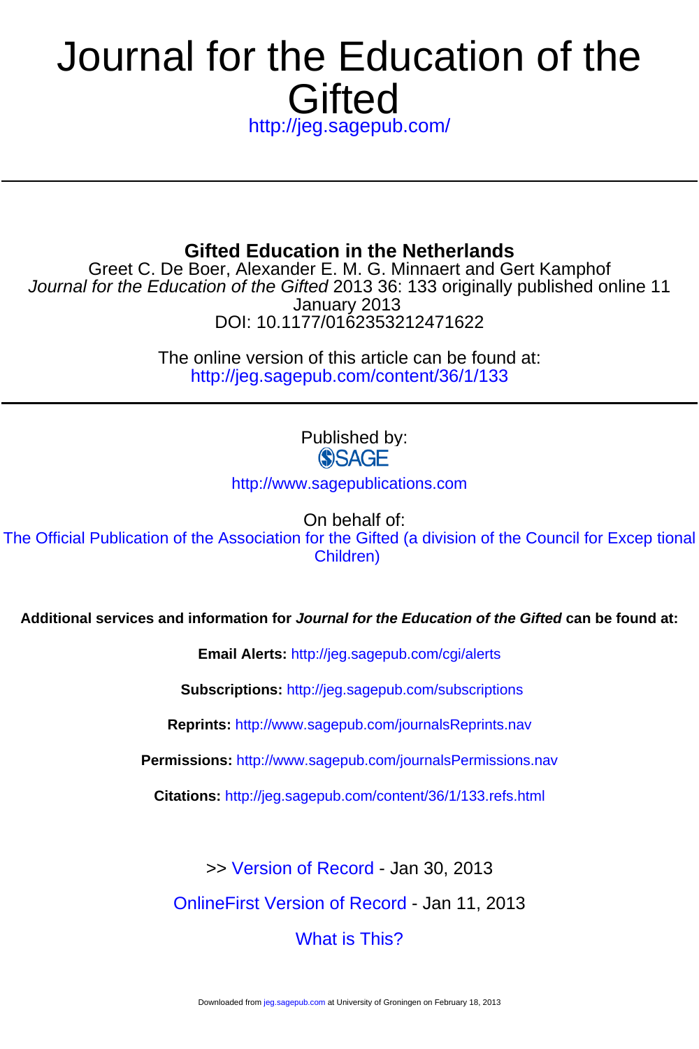# Journal for the Education of the Gifted

http://jeg.sagepub.com/

## Gifted Education in the Netherlands

Greet C. De Boer, Alexander E. M. G. Minnaert and Gert Kamphof

*Journal for the Education of the Gifted* 2013 36: 133 originally published online 11 January 2013

DOI: 10.1177/0162353212471622

The online version of this article can be found at:
http://jeg.sagepub.com/content/36/1/133

Published by:
SAGE

http://www.sagepublications.com

On behalf of:
The Official Publication of the Association for the Gifted (a division of the Council for Excep tional Children)

**Additional services and information for *Journal for the Education of the Gifted* can be found at:**

**Email Alerts:** http://jeg.sagepub.com/cgi/alerts

**Subscriptions:** http://jeg.sagepub.com/subscriptions

**Reprints:** http://www.sagepub.com/journalsReprints.nav

**Permissions:** http://www.sagepub.com/journalsPermissions.nav

**Citations:** http://jeg.sagepub.com/content/36/1/133.refs.html

>> Version of Record - Jan 30, 2013

OnlineFirst Version of Record - Jan 11, 2013

What is This?

Downloaded from jeg.sagepub.com at University of Groningen on February 18, 2013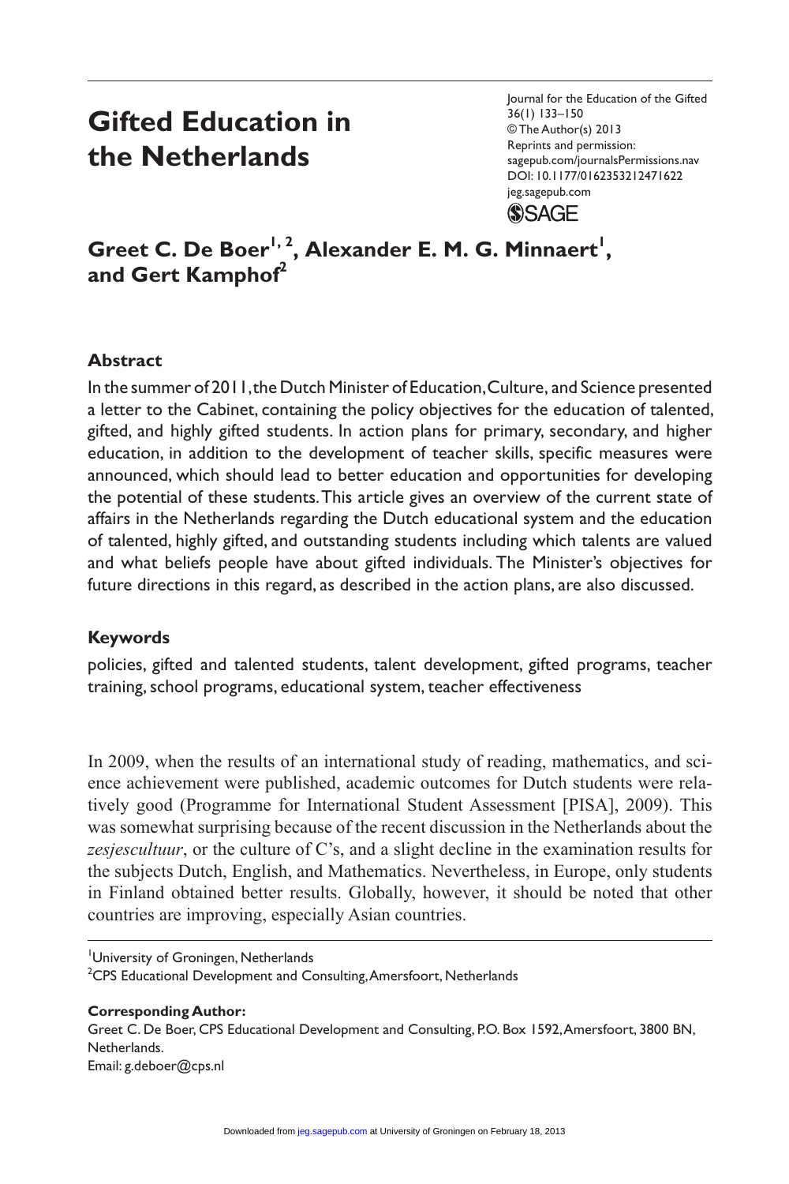# Gifted Education in the Netherlands

Journal for the Education of the Gifted
36(1) 133–150
© The Author(s) 2013
Reprints and permission:
sagepub.com/journalsPermissions.nav
DOI: 10.1177/0162353212471622
jeg.sagepub.com

**Greet C. De Boer[1, 2], Alexander E. M. G. Minnaert[1], and Gert Kamphof[2]**

## Abstract

In the summer of 2011, the Dutch Minister of Education, Culture, and Science presented a letter to the Cabinet, containing the policy objectives for the education of talented, gifted, and highly gifted students. In action plans for primary, secondary, and higher education, in addition to the development of teacher skills, specific measures were announced, which should lead to better education and opportunities for developing the potential of these students. This article gives an overview of the current state of affairs in the Netherlands regarding the Dutch educational system and the education of talented, highly gifted, and outstanding students including which talents are valued and what beliefs people have about gifted individuals. The Minister's objectives for future directions in this regard, as described in the action plans, are also discussed.

## Keywords

policies, gifted and talented students, talent development, gifted programs, teacher training, school programs, educational system, teacher effectiveness

In 2009, when the results of an international study of reading, mathematics, and science achievement were published, academic outcomes for Dutch students were relatively good (Programme for International Student Assessment [PISA], 2009). This was somewhat surprising because of the recent discussion in the Netherlands about the *zesjescultuur*, or the culture of C's, and a slight decline in the examination results for the subjects Dutch, English, and Mathematics. Nevertheless, in Europe, only students in Finland obtained better results. Globally, however, it should be noted that other countries are improving, especially Asian countries.

[1]University of Groningen, Netherlands
[2]CPS Educational Development and Consulting, Amersfoort, Netherlands

**Corresponding Author:**
Greet C. De Boer, CPS Educational Development and Consulting, P.O. Box 1592, Amersfoort, 3800 BN, Netherlands.
Email: g.deboer@cps.nl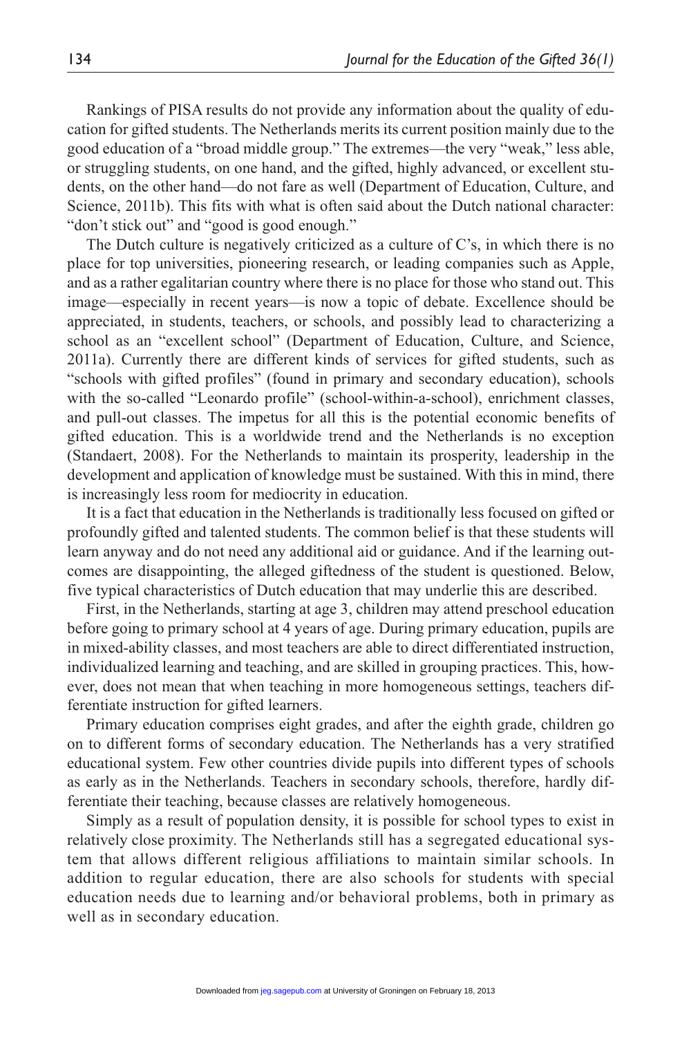Rankings of PISA results do not provide any information about the quality of education for gifted students. The Netherlands merits its current position mainly due to the good education of a "broad middle group." The extremes—the very "weak," less able, or struggling students, on one hand, and the gifted, highly advanced, or excellent students, on the other hand—do not fare as well (Department of Education, Culture, and Science, 2011b). This fits with what is often said about the Dutch national character: "don't stick out" and "good is good enough."

The Dutch culture is negatively criticized as a culture of C's, in which there is no place for top universities, pioneering research, or leading companies such as Apple, and as a rather egalitarian country where there is no place for those who stand out. This image—especially in recent years—is now a topic of debate. Excellence should be appreciated, in students, teachers, or schools, and possibly lead to characterizing a school as an "excellent school" (Department of Education, Culture, and Science, 2011a). Currently there are different kinds of services for gifted students, such as "schools with gifted profiles" (found in primary and secondary education), schools with the so-called "Leonardo profile" (school-within-a-school), enrichment classes, and pull-out classes. The impetus for all this is the potential economic benefits of gifted education. This is a worldwide trend and the Netherlands is no exception (Standaert, 2008). For the Netherlands to maintain its prosperity, leadership in the development and application of knowledge must be sustained. With this in mind, there is increasingly less room for mediocrity in education.

It is a fact that education in the Netherlands is traditionally less focused on gifted or profoundly gifted and talented students. The common belief is that these students will learn anyway and do not need any additional aid or guidance. And if the learning outcomes are disappointing, the alleged giftedness of the student is questioned. Below, five typical characteristics of Dutch education that may underlie this are described.

First, in the Netherlands, starting at age 3, children may attend preschool education before going to primary school at 4 years of age. During primary education, pupils are in mixed-ability classes, and most teachers are able to direct differentiated instruction, individualized learning and teaching, and are skilled in grouping practices. This, however, does not mean that when teaching in more homogeneous settings, teachers differentiate instruction for gifted learners.

Primary education comprises eight grades, and after the eighth grade, children go on to different forms of secondary education. The Netherlands has a very stratified educational system. Few other countries divide pupils into different types of schools as early as in the Netherlands. Teachers in secondary schools, therefore, hardly differentiate their teaching, because classes are relatively homogeneous.

Simply as a result of population density, it is possible for school types to exist in relatively close proximity. The Netherlands still has a segregated educational system that allows different religious affiliations to maintain similar schools. In addition to regular education, there are also schools for students with special education needs due to learning and/or behavioral problems, both in primary as well as in secondary education.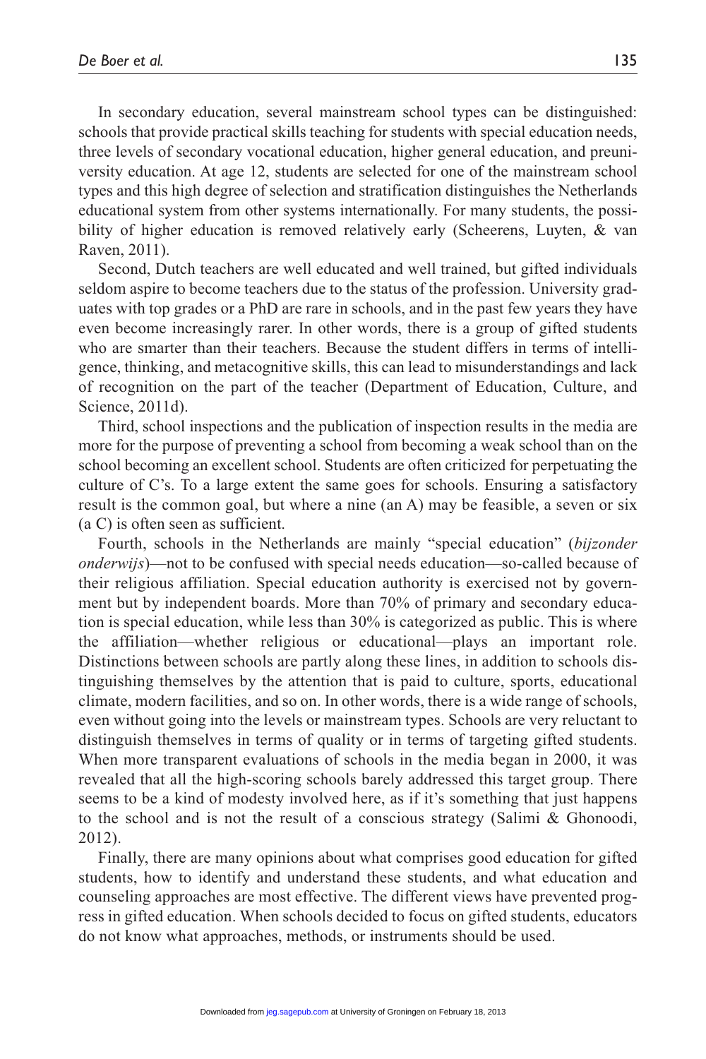In secondary education, several mainstream school types can be distinguished: schools that provide practical skills teaching for students with special education needs, three levels of secondary vocational education, higher general education, and preuniversity education. At age 12, students are selected for one of the mainstream school types and this high degree of selection and stratification distinguishes the Netherlands educational system from other systems internationally. For many students, the possibility of higher education is removed relatively early (Scheerens, Luyten, & van Raven, 2011).

Second, Dutch teachers are well educated and well trained, but gifted individuals seldom aspire to become teachers due to the status of the profession. University graduates with top grades or a PhD are rare in schools, and in the past few years they have even become increasingly rarer. In other words, there is a group of gifted students who are smarter than their teachers. Because the student differs in terms of intelligence, thinking, and metacognitive skills, this can lead to misunderstandings and lack of recognition on the part of the teacher (Department of Education, Culture, and Science, 2011d).

Third, school inspections and the publication of inspection results in the media are more for the purpose of preventing a school from becoming a weak school than on the school becoming an excellent school. Students are often criticized for perpetuating the culture of C's. To a large extent the same goes for schools. Ensuring a satisfactory result is the common goal, but where a nine (an A) may be feasible, a seven or six (a C) is often seen as sufficient.

Fourth, schools in the Netherlands are mainly "special education" (*bijzonder onderwijs*)—not to be confused with special needs education—so-called because of their religious affiliation. Special education authority is exercised not by government but by independent boards. More than 70% of primary and secondary education is special education, while less than 30% is categorized as public. This is where the affiliation—whether religious or educational—plays an important role. Distinctions between schools are partly along these lines, in addition to schools distinguishing themselves by the attention that is paid to culture, sports, educational climate, modern facilities, and so on. In other words, there is a wide range of schools, even without going into the levels or mainstream types. Schools are very reluctant to distinguish themselves in terms of quality or in terms of targeting gifted students. When more transparent evaluations of schools in the media began in 2000, it was revealed that all the high-scoring schools barely addressed this target group. There seems to be a kind of modesty involved here, as if it's something that just happens to the school and is not the result of a conscious strategy (Salimi & Ghonoodi, 2012).

Finally, there are many opinions about what comprises good education for gifted students, how to identify and understand these students, and what education and counseling approaches are most effective. The different views have prevented progress in gifted education. When schools decided to focus on gifted students, educators do not know what approaches, methods, or instruments should be used.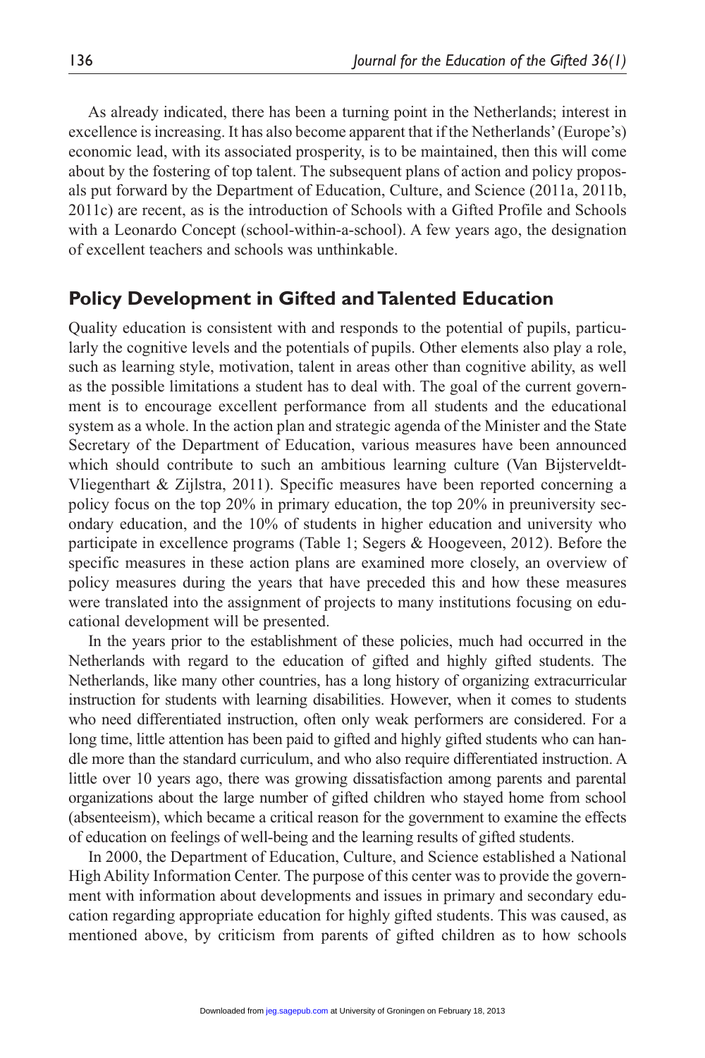As already indicated, there has been a turning point in the Netherlands; interest in excellence is increasing. It has also become apparent that if the Netherlands' (Europe's) economic lead, with its associated prosperity, is to be maintained, then this will come about by the fostering of top talent. The subsequent plans of action and policy proposals put forward by the Department of Education, Culture, and Science (2011a, 2011b, 2011c) are recent, as is the introduction of Schools with a Gifted Profile and Schools with a Leonardo Concept (school-within-a-school). A few years ago, the designation of excellent teachers and schools was unthinkable.

## Policy Development in Gifted and Talented Education

Quality education is consistent with and responds to the potential of pupils, particularly the cognitive levels and the potentials of pupils. Other elements also play a role, such as learning style, motivation, talent in areas other than cognitive ability, as well as the possible limitations a student has to deal with. The goal of the current government is to encourage excellent performance from all students and the educational system as a whole. In the action plan and strategic agenda of the Minister and the State Secretary of the Department of Education, various measures have been announced which should contribute to such an ambitious learning culture (Van Bijsterveldt-Vliegenthart & Zijlstra, 2011). Specific measures have been reported concerning a policy focus on the top 20% in primary education, the top 20% in preuniversity secondary education, and the 10% of students in higher education and university who participate in excellence programs (Table 1; Segers & Hoogeveen, 2012). Before the specific measures in these action plans are examined more closely, an overview of policy measures during the years that have preceded this and how these measures were translated into the assignment of projects to many institutions focusing on educational development will be presented.

In the years prior to the establishment of these policies, much had occurred in the Netherlands with regard to the education of gifted and highly gifted students. The Netherlands, like many other countries, has a long history of organizing extracurricular instruction for students with learning disabilities. However, when it comes to students who need differentiated instruction, often only weak performers are considered. For a long time, little attention has been paid to gifted and highly gifted students who can handle more than the standard curriculum, and who also require differentiated instruction. A little over 10 years ago, there was growing dissatisfaction among parents and parental organizations about the large number of gifted children who stayed home from school (absenteeism), which became a critical reason for the government to examine the effects of education on feelings of well-being and the learning results of gifted students.

In 2000, the Department of Education, Culture, and Science established a National High Ability Information Center. The purpose of this center was to provide the government with information about developments and issues in primary and secondary education regarding appropriate education for highly gifted students. This was caused, as mentioned above, by criticism from parents of gifted children as to how schools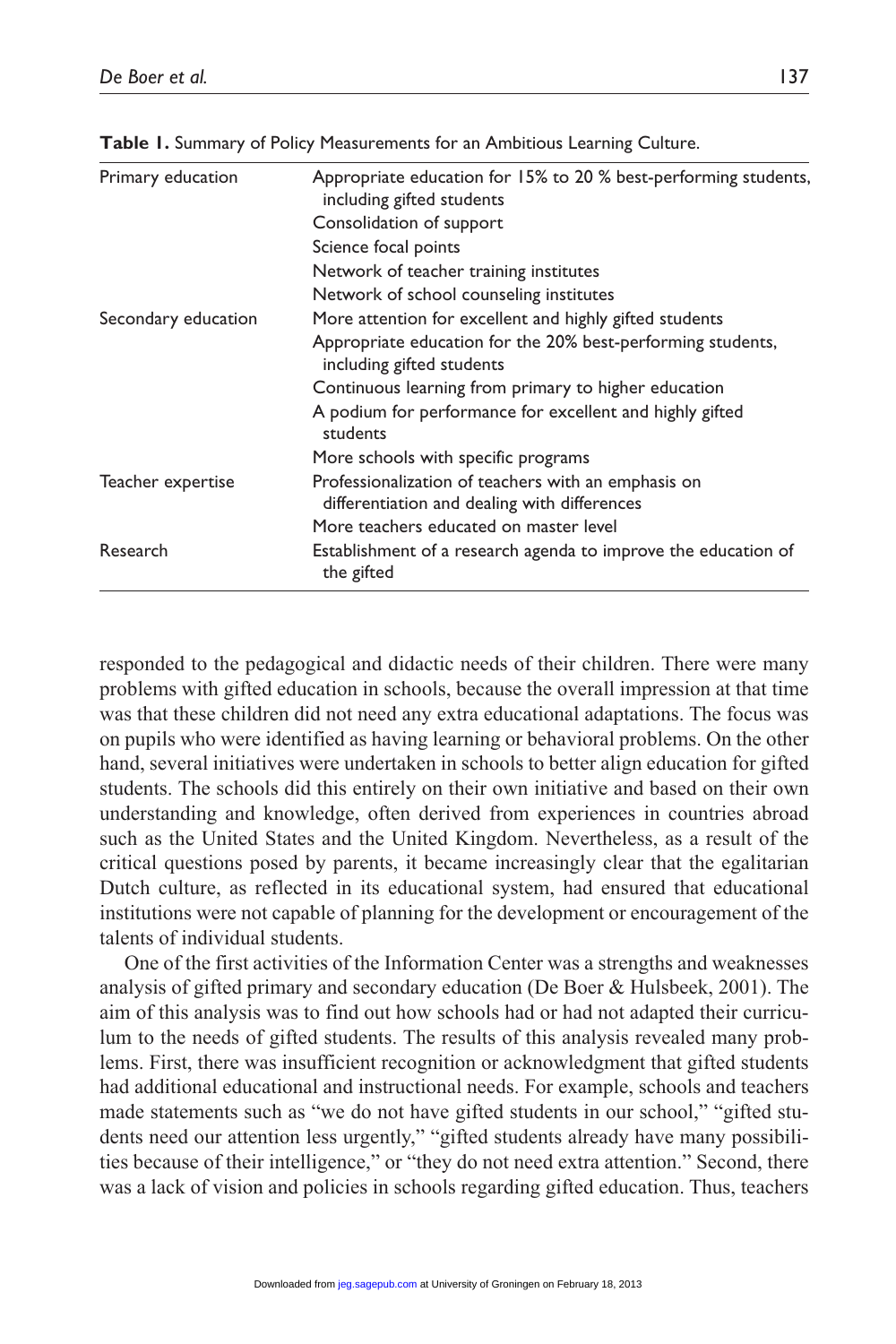**Table 1.** Summary of Policy Measurements for an Ambitious Learning Culture.

| | |
|---|---|
| Primary education | Appropriate education for 15% to 20 % best-performing students, including gifted students |
| | Consolidation of support |
| | Science focal points |
| | Network of teacher training institutes |
| | Network of school counseling institutes |
| Secondary education | More attention for excellent and highly gifted students |
| | Appropriate education for the 20% best-performing students, including gifted students |
| | Continuous learning from primary to higher education |
| | A podium for performance for excellent and highly gifted students |
| | More schools with specific programs |
| Teacher expertise | Professionalization of teachers with an emphasis on differentiation and dealing with differences |
| | More teachers educated on master level |
| Research | Establishment of a research agenda to improve the education of the gifted |

responded to the pedagogical and didactic needs of their children. There were many problems with gifted education in schools, because the overall impression at that time was that these children did not need any extra educational adaptations. The focus was on pupils who were identified as having learning or behavioral problems. On the other hand, several initiatives were undertaken in schools to better align education for gifted students. The schools did this entirely on their own initiative and based on their own understanding and knowledge, often derived from experiences in countries abroad such as the United States and the United Kingdom. Nevertheless, as a result of the critical questions posed by parents, it became increasingly clear that the egalitarian Dutch culture, as reflected in its educational system, had ensured that educational institutions were not capable of planning for the development or encouragement of the talents of individual students.

One of the first activities of the Information Center was a strengths and weaknesses analysis of gifted primary and secondary education (De Boer & Hulsbeek, 2001). The aim of this analysis was to find out how schools had or had not adapted their curriculum to the needs of gifted students. The results of this analysis revealed many problems. First, there was insufficient recognition or acknowledgment that gifted students had additional educational and instructional needs. For example, schools and teachers made statements such as "we do not have gifted students in our school," "gifted students need our attention less urgently," "gifted students already have many possibilities because of their intelligence," or "they do not need extra attention." Second, there was a lack of vision and policies in schools regarding gifted education. Thus, teachers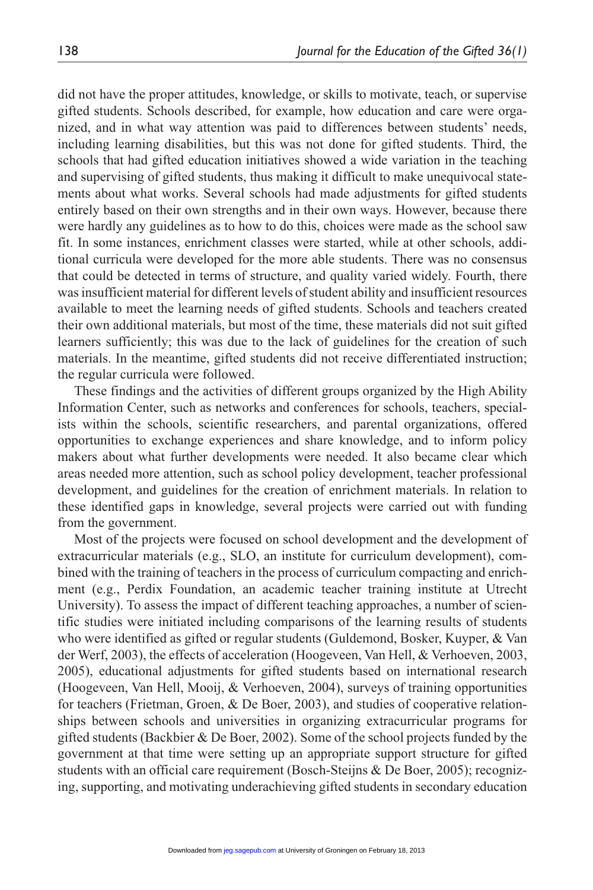did not have the proper attitudes, knowledge, or skills to motivate, teach, or supervise gifted students. Schools described, for example, how education and care were organized, and in what way attention was paid to differences between students' needs, including learning disabilities, but this was not done for gifted students. Third, the schools that had gifted education initiatives showed a wide variation in the teaching and supervising of gifted students, thus making it difficult to make unequivocal statements about what works. Several schools had made adjustments for gifted students entirely based on their own strengths and in their own ways. However, because there were hardly any guidelines as to how to do this, choices were made as the school saw fit. In some instances, enrichment classes were started, while at other schools, additional curricula were developed for the more able students. There was no consensus that could be detected in terms of structure, and quality varied widely. Fourth, there was insufficient material for different levels of student ability and insufficient resources available to meet the learning needs of gifted students. Schools and teachers created their own additional materials, but most of the time, these materials did not suit gifted learners sufficiently; this was due to the lack of guidelines for the creation of such materials. In the meantime, gifted students did not receive differentiated instruction; the regular curricula were followed.

These findings and the activities of different groups organized by the High Ability Information Center, such as networks and conferences for schools, teachers, specialists within the schools, scientific researchers, and parental organizations, offered opportunities to exchange experiences and share knowledge, and to inform policy makers about what further developments were needed. It also became clear which areas needed more attention, such as school policy development, teacher professional development, and guidelines for the creation of enrichment materials. In relation to these identified gaps in knowledge, several projects were carried out with funding from the government.

Most of the projects were focused on school development and the development of extracurricular materials (e.g., SLO, an institute for curriculum development), combined with the training of teachers in the process of curriculum compacting and enrichment (e.g., Perdix Foundation, an academic teacher training institute at Utrecht University). To assess the impact of different teaching approaches, a number of scientific studies were initiated including comparisons of the learning results of students who were identified as gifted or regular students (Guldemond, Bosker, Kuyper, & Van der Werf, 2003), the effects of acceleration (Hoogeveen, Van Hell, & Verhoeven, 2003, 2005), educational adjustments for gifted students based on international research (Hoogeveen, Van Hell, Mooij, & Verhoeven, 2004), surveys of training opportunities for teachers (Frietman, Groen, & De Boer, 2003), and studies of cooperative relationships between schools and universities in organizing extracurricular programs for gifted students (Backbier & De Boer, 2002). Some of the school projects funded by the government at that time were setting up an appropriate support structure for gifted students with an official care requirement (Bosch-Steijns & De Boer, 2005); recognizing, supporting, and motivating underachieving gifted students in secondary education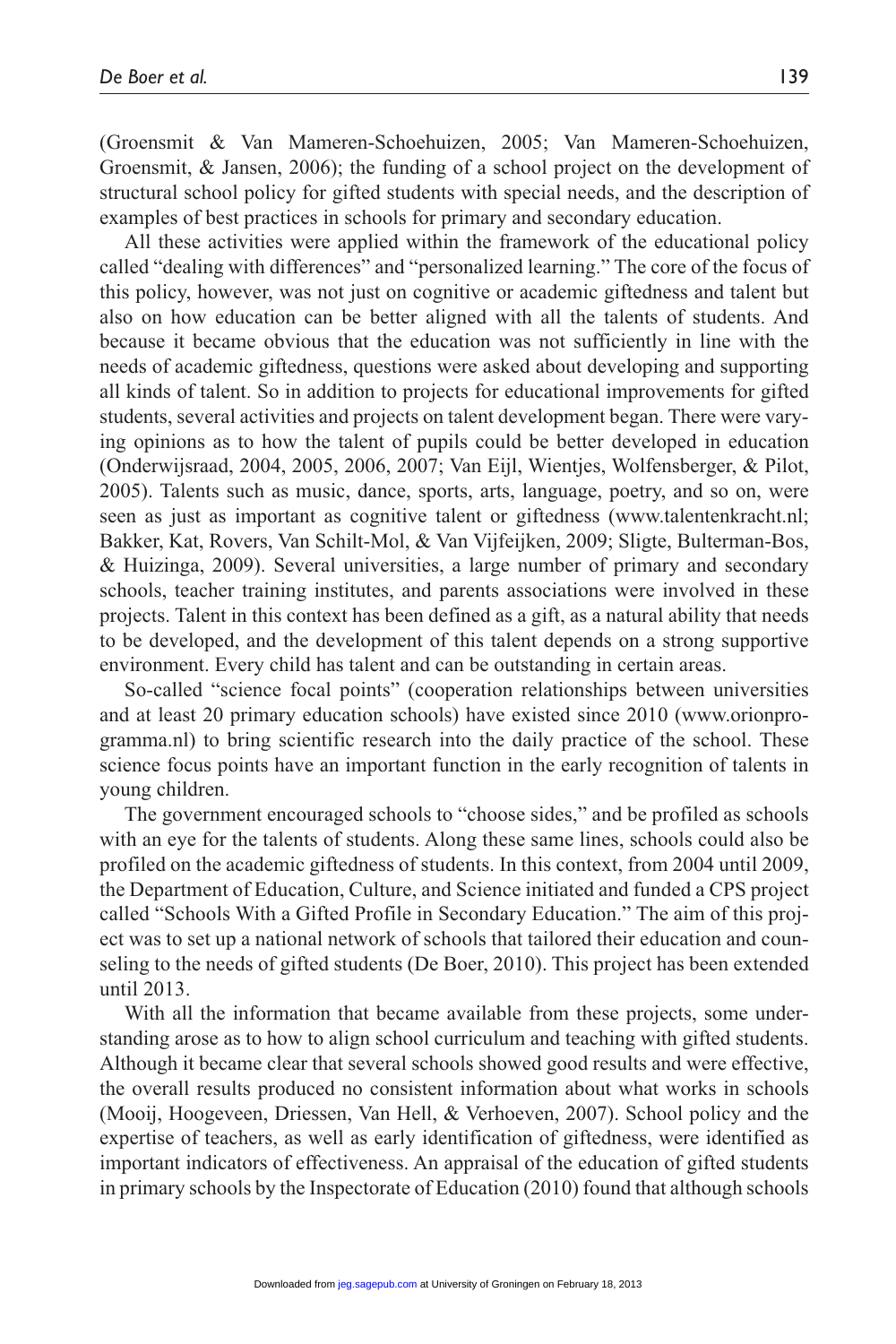(Groensmit & Van Mameren-Schoehuizen, 2005; Van Mameren-Schoehuizen, Groensmit, & Jansen, 2006); the funding of a school project on the development of structural school policy for gifted students with special needs, and the description of examples of best practices in schools for primary and secondary education.

All these activities were applied within the framework of the educational policy called "dealing with differences" and "personalized learning." The core of the focus of this policy, however, was not just on cognitive or academic giftedness and talent but also on how education can be better aligned with all the talents of students. And because it became obvious that the education was not sufficiently in line with the needs of academic giftedness, questions were asked about developing and supporting all kinds of talent. So in addition to projects for educational improvements for gifted students, several activities and projects on talent development began. There were varying opinions as to how the talent of pupils could be better developed in education (Onderwijsraad, 2004, 2005, 2006, 2007; Van Eijl, Wientjes, Wolfensberger, & Pilot, 2005). Talents such as music, dance, sports, arts, language, poetry, and so on, were seen as just as important as cognitive talent or giftedness (www.talentenkracht.nl; Bakker, Kat, Rovers, Van Schilt-Mol, & Van Vijfeijken, 2009; Sligte, Bulterman-Bos, & Huizinga, 2009). Several universities, a large number of primary and secondary schools, teacher training institutes, and parents associations were involved in these projects. Talent in this context has been defined as a gift, as a natural ability that needs to be developed, and the development of this talent depends on a strong supportive environment. Every child has talent and can be outstanding in certain areas.

So-called "science focal points" (cooperation relationships between universities and at least 20 primary education schools) have existed since 2010 (www.orionprogramma.nl) to bring scientific research into the daily practice of the school. These science focus points have an important function in the early recognition of talents in young children.

The government encouraged schools to "choose sides," and be profiled as schools with an eye for the talents of students. Along these same lines, schools could also be profiled on the academic giftedness of students. In this context, from 2004 until 2009, the Department of Education, Culture, and Science initiated and funded a CPS project called "Schools With a Gifted Profile in Secondary Education." The aim of this project was to set up a national network of schools that tailored their education and counseling to the needs of gifted students (De Boer, 2010). This project has been extended until 2013.

With all the information that became available from these projects, some understanding arose as to how to align school curriculum and teaching with gifted students. Although it became clear that several schools showed good results and were effective, the overall results produced no consistent information about what works in schools (Mooij, Hoogeveen, Driessen, Van Hell, & Verhoeven, 2007). School policy and the expertise of teachers, as well as early identification of giftedness, were identified as important indicators of effectiveness. An appraisal of the education of gifted students in primary schools by the Inspectorate of Education (2010) found that although schools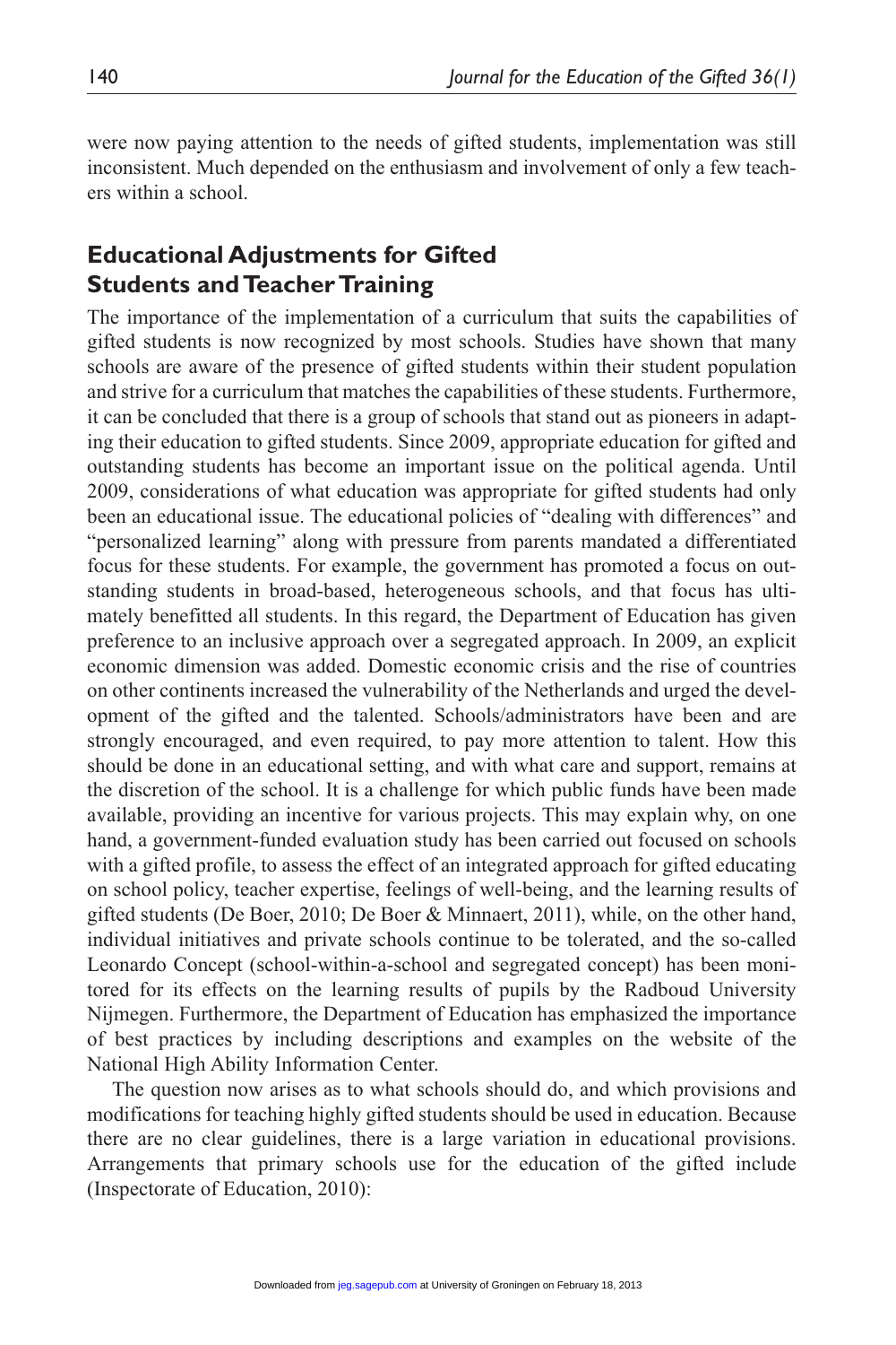were now paying attention to the needs of gifted students, implementation was still inconsistent. Much depended on the enthusiasm and involvement of only a few teachers within a school.

## Educational Adjustments for Gifted Students and Teacher Training

The importance of the implementation of a curriculum that suits the capabilities of gifted students is now recognized by most schools. Studies have shown that many schools are aware of the presence of gifted students within their student population and strive for a curriculum that matches the capabilities of these students. Furthermore, it can be concluded that there is a group of schools that stand out as pioneers in adapting their education to gifted students. Since 2009, appropriate education for gifted and outstanding students has become an important issue on the political agenda. Until 2009, considerations of what education was appropriate for gifted students had only been an educational issue. The educational policies of "dealing with differences" and "personalized learning" along with pressure from parents mandated a differentiated focus for these students. For example, the government has promoted a focus on outstanding students in broad-based, heterogeneous schools, and that focus has ultimately benefitted all students. In this regard, the Department of Education has given preference to an inclusive approach over a segregated approach. In 2009, an explicit economic dimension was added. Domestic economic crisis and the rise of countries on other continents increased the vulnerability of the Netherlands and urged the development of the gifted and the talented. Schools/administrators have been and are strongly encouraged, and even required, to pay more attention to talent. How this should be done in an educational setting, and with what care and support, remains at the discretion of the school. It is a challenge for which public funds have been made available, providing an incentive for various projects. This may explain why, on one hand, a government-funded evaluation study has been carried out focused on schools with a gifted profile, to assess the effect of an integrated approach for gifted educating on school policy, teacher expertise, feelings of well-being, and the learning results of gifted students (De Boer, 2010; De Boer & Minnaert, 2011), while, on the other hand, individual initiatives and private schools continue to be tolerated, and the so-called Leonardo Concept (school-within-a-school and segregated concept) has been monitored for its effects on the learning results of pupils by the Radboud University Nijmegen. Furthermore, the Department of Education has emphasized the importance of best practices by including descriptions and examples on the website of the National High Ability Information Center.

The question now arises as to what schools should do, and which provisions and modifications for teaching highly gifted students should be used in education. Because there are no clear guidelines, there is a large variation in educational provisions. Arrangements that primary schools use for the education of the gifted include (Inspectorate of Education, 2010):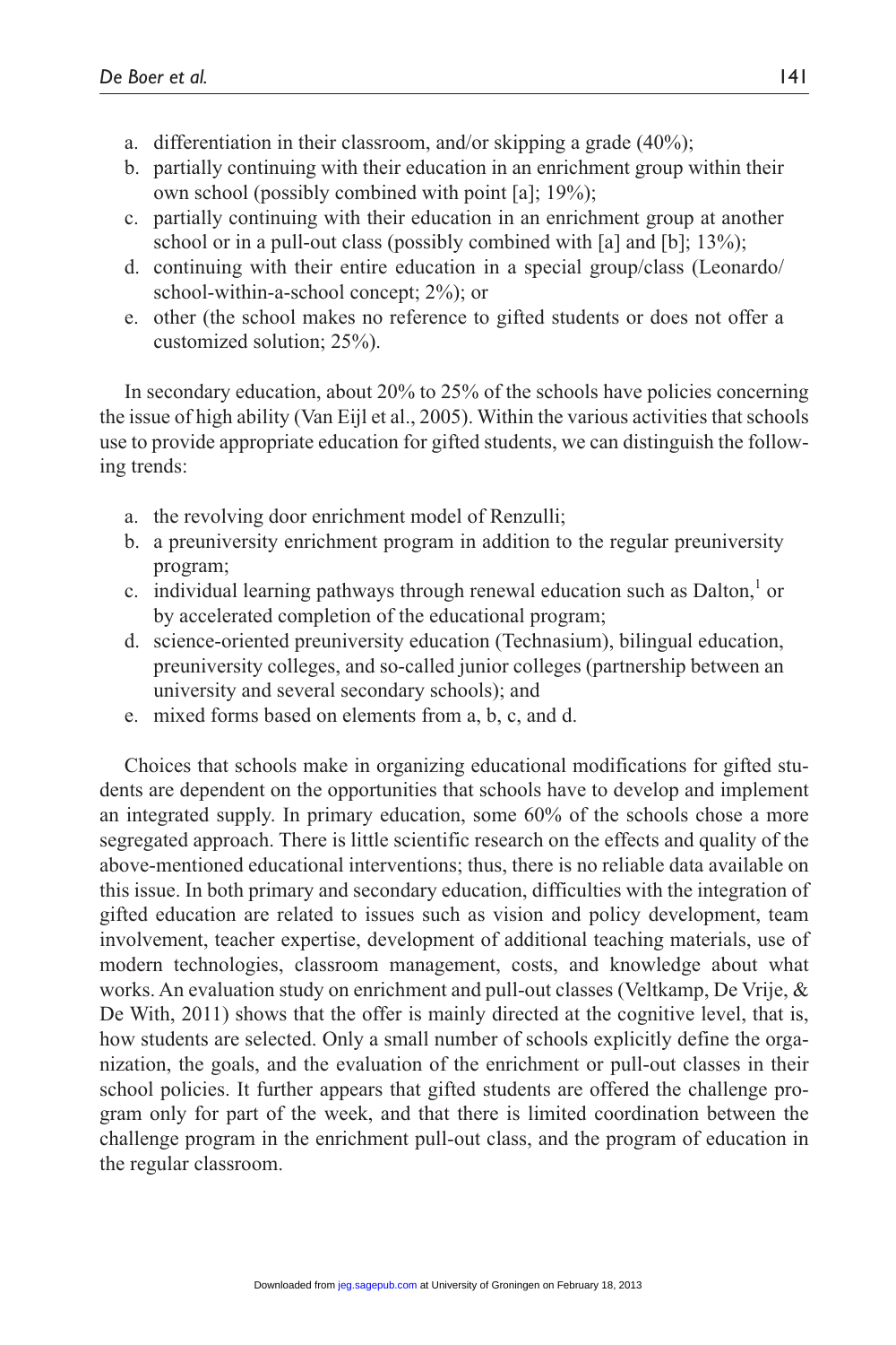a. differentiation in their classroom, and/or skipping a grade (40%);
b. partially continuing with their education in an enrichment group within their own school (possibly combined with point [a]; 19%);
c. partially continuing with their education in an enrichment group at another school or in a pull-out class (possibly combined with [a] and [b]; 13%);
d. continuing with their entire education in a special group/class (Leonardo/school-within-a-school concept; 2%); or
e. other (the school makes no reference to gifted students or does not offer a customized solution; 25%).

In secondary education, about 20% to 25% of the schools have policies concerning the issue of high ability (Van Eijl et al., 2005). Within the various activities that schools use to provide appropriate education for gifted students, we can distinguish the following trends:

a. the revolving door enrichment model of Renzulli;
b. a preuniversity enrichment program in addition to the regular preuniversity program;
c. individual learning pathways through renewal education such as Dalton,[1] or by accelerated completion of the educational program;
d. science-oriented preuniversity education (Technasium), bilingual education, preuniversity colleges, and so-called junior colleges (partnership between an university and several secondary schools); and
e. mixed forms based on elements from a, b, c, and d.

Choices that schools make in organizing educational modifications for gifted students are dependent on the opportunities that schools have to develop and implement an integrated supply. In primary education, some 60% of the schools chose a more segregated approach. There is little scientific research on the effects and quality of the above-mentioned educational interventions; thus, there is no reliable data available on this issue. In both primary and secondary education, difficulties with the integration of gifted education are related to issues such as vision and policy development, team involvement, teacher expertise, development of additional teaching materials, use of modern technologies, classroom management, costs, and knowledge about what works. An evaluation study on enrichment and pull-out classes (Veltkamp, De Vrije, & De With, 2011) shows that the offer is mainly directed at the cognitive level, that is, how students are selected. Only a small number of schools explicitly define the organization, the goals, and the evaluation of the enrichment or pull-out classes in their school policies. It further appears that gifted students are offered the challenge program only for part of the week, and that there is limited coordination between the challenge program in the enrichment pull-out class, and the program of education in the regular classroom.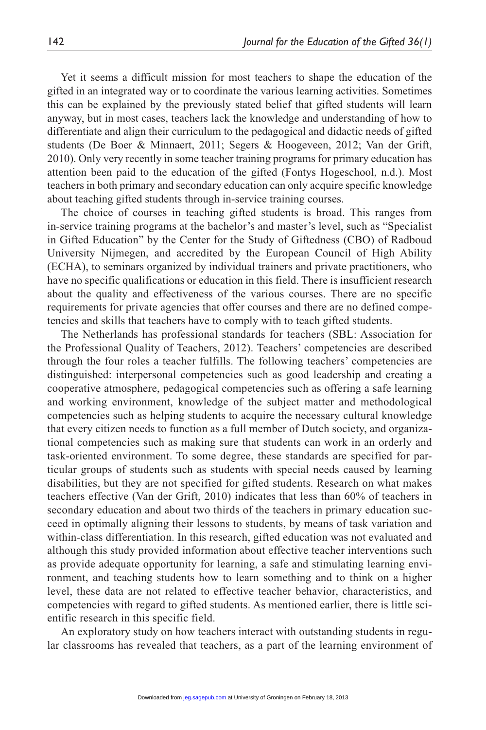Yet it seems a difficult mission for most teachers to shape the education of the gifted in an integrated way or to coordinate the various learning activities. Sometimes this can be explained by the previously stated belief that gifted students will learn anyway, but in most cases, teachers lack the knowledge and understanding of how to differentiate and align their curriculum to the pedagogical and didactic needs of gifted students (De Boer & Minnaert, 2011; Segers & Hoogeveen, 2012; Van der Grift, 2010). Only very recently in some teacher training programs for primary education has attention been paid to the education of the gifted (Fontys Hogeschool, n.d.). Most teachers in both primary and secondary education can only acquire specific knowledge about teaching gifted students through in-service training courses.

The choice of courses in teaching gifted students is broad. This ranges from in-service training programs at the bachelor's and master's level, such as "Specialist in Gifted Education" by the Center for the Study of Giftedness (CBO) of Radboud University Nijmegen, and accredited by the European Council of High Ability (ECHA), to seminars organized by individual trainers and private practitioners, who have no specific qualifications or education in this field. There is insufficient research about the quality and effectiveness of the various courses. There are no specific requirements for private agencies that offer courses and there are no defined competencies and skills that teachers have to comply with to teach gifted students.

The Netherlands has professional standards for teachers (SBL: Association for the Professional Quality of Teachers, 2012). Teachers' competencies are described through the four roles a teacher fulfills. The following teachers' competencies are distinguished: interpersonal competencies such as good leadership and creating a cooperative atmosphere, pedagogical competencies such as offering a safe learning and working environment, knowledge of the subject matter and methodological competencies such as helping students to acquire the necessary cultural knowledge that every citizen needs to function as a full member of Dutch society, and organizational competencies such as making sure that students can work in an orderly and task-oriented environment. To some degree, these standards are specified for particular groups of students such as students with special needs caused by learning disabilities, but they are not specified for gifted students. Research on what makes teachers effective (Van der Grift, 2010) indicates that less than 60% of teachers in secondary education and about two thirds of the teachers in primary education succeed in optimally aligning their lessons to students, by means of task variation and within-class differentiation. In this research, gifted education was not evaluated and although this study provided information about effective teacher interventions such as provide adequate opportunity for learning, a safe and stimulating learning environment, and teaching students how to learn something and to think on a higher level, these data are not related to effective teacher behavior, characteristics, and competencies with regard to gifted students. As mentioned earlier, there is little scientific research in this specific field.

An exploratory study on how teachers interact with outstanding students in regular classrooms has revealed that teachers, as a part of the learning environment of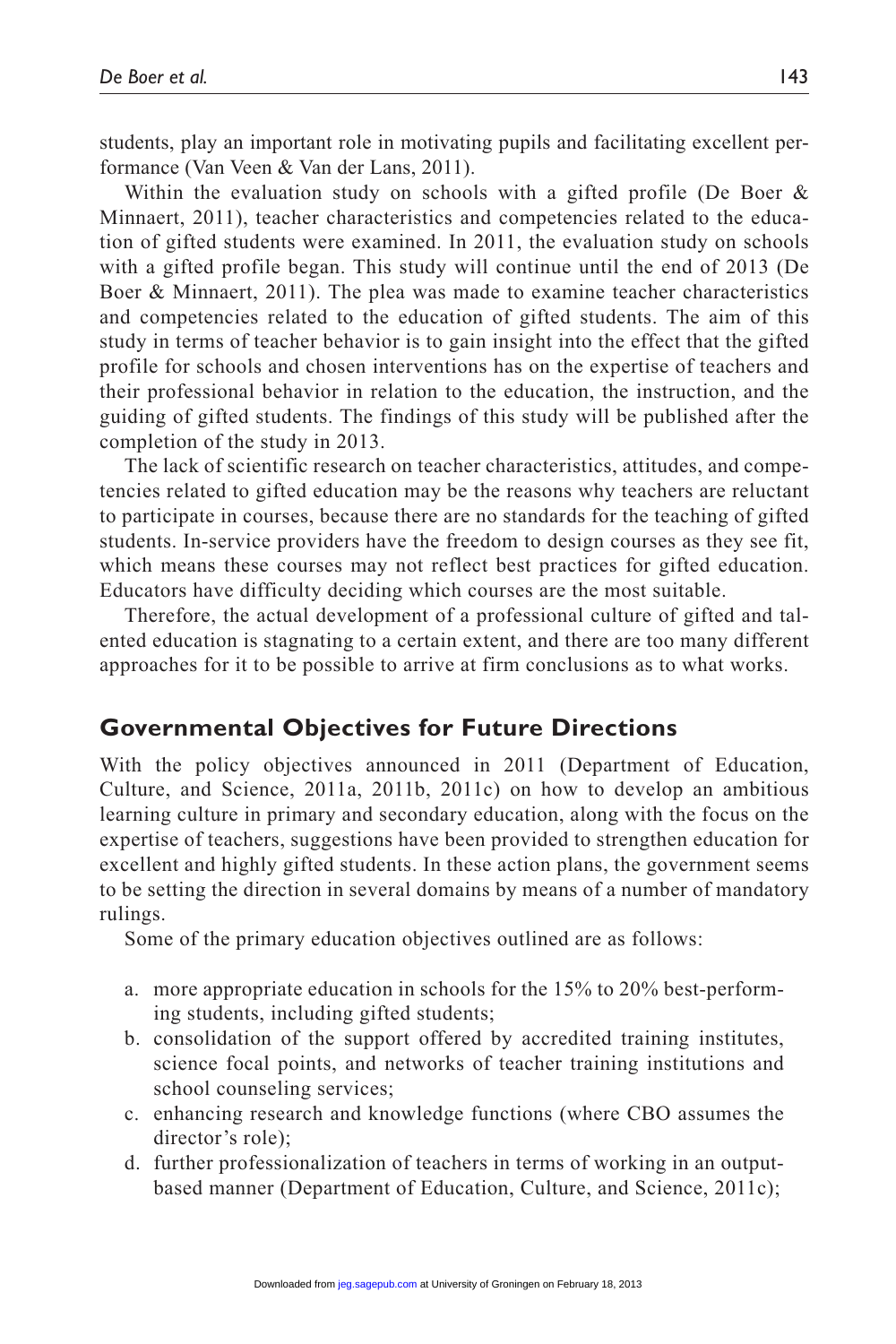students, play an important role in motivating pupils and facilitating excellent performance (Van Veen & Van der Lans, 2011).

Within the evaluation study on schools with a gifted profile (De Boer & Minnaert, 2011), teacher characteristics and competencies related to the education of gifted students were examined. In 2011, the evaluation study on schools with a gifted profile began. This study will continue until the end of 2013 (De Boer & Minnaert, 2011). The plea was made to examine teacher characteristics and competencies related to the education of gifted students. The aim of this study in terms of teacher behavior is to gain insight into the effect that the gifted profile for schools and chosen interventions has on the expertise of teachers and their professional behavior in relation to the education, the instruction, and the guiding of gifted students. The findings of this study will be published after the completion of the study in 2013.

The lack of scientific research on teacher characteristics, attitudes, and competencies related to gifted education may be the reasons why teachers are reluctant to participate in courses, because there are no standards for the teaching of gifted students. In-service providers have the freedom to design courses as they see fit, which means these courses may not reflect best practices for gifted education. Educators have difficulty deciding which courses are the most suitable.

Therefore, the actual development of a professional culture of gifted and talented education is stagnating to a certain extent, and there are too many different approaches for it to be possible to arrive at firm conclusions as to what works.

## Governmental Objectives for Future Directions

With the policy objectives announced in 2011 (Department of Education, Culture, and Science, 2011a, 2011b, 2011c) on how to develop an ambitious learning culture in primary and secondary education, along with the focus on the expertise of teachers, suggestions have been provided to strengthen education for excellent and highly gifted students. In these action plans, the government seems to be setting the direction in several domains by means of a number of mandatory rulings.

Some of the primary education objectives outlined are as follows:

a. more appropriate education in schools for the 15% to 20% best-performing students, including gifted students;
b. consolidation of the support offered by accredited training institutes, science focal points, and networks of teacher training institutions and school counseling services;
c. enhancing research and knowledge functions (where CBO assumes the director's role);
d. further professionalization of teachers in terms of working in an output-based manner (Department of Education, Culture, and Science, 2011c);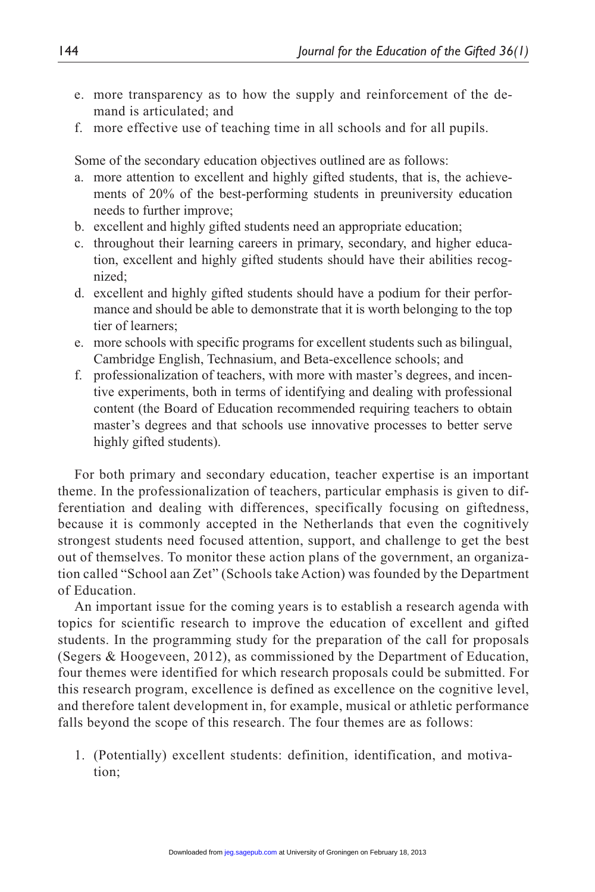e. more transparency as to how the supply and reinforcement of the demand is articulated; and
f. more effective use of teaching time in all schools and for all pupils.

Some of the secondary education objectives outlined are as follows:

a. more attention to excellent and highly gifted students, that is, the achievements of 20% of the best-performing students in preuniversity education needs to further improve;
b. excellent and highly gifted students need an appropriate education;
c. throughout their learning careers in primary, secondary, and higher education, excellent and highly gifted students should have their abilities recognized;
d. excellent and highly gifted students should have a podium for their performance and should be able to demonstrate that it is worth belonging to the top tier of learners;
e. more schools with specific programs for excellent students such as bilingual, Cambridge English, Technasium, and Beta-excellence schools; and
f. professionalization of teachers, with more with master's degrees, and incentive experiments, both in terms of identifying and dealing with professional content (the Board of Education recommended requiring teachers to obtain master's degrees and that schools use innovative processes to better serve highly gifted students).

For both primary and secondary education, teacher expertise is an important theme. In the professionalization of teachers, particular emphasis is given to differentiation and dealing with differences, specifically focusing on giftedness, because it is commonly accepted in the Netherlands that even the cognitively strongest students need focused attention, support, and challenge to get the best out of themselves. To monitor these action plans of the government, an organization called "School aan Zet" (Schools take Action) was founded by the Department of Education.

An important issue for the coming years is to establish a research agenda with topics for scientific research to improve the education of excellent and gifted students. In the programming study for the preparation of the call for proposals (Segers & Hoogeveen, 2012), as commissioned by the Department of Education, four themes were identified for which research proposals could be submitted. For this research program, excellence is defined as excellence on the cognitive level, and therefore talent development in, for example, musical or athletic performance falls beyond the scope of this research. The four themes are as follows:

1. (Potentially) excellent students: definition, identification, and motivation;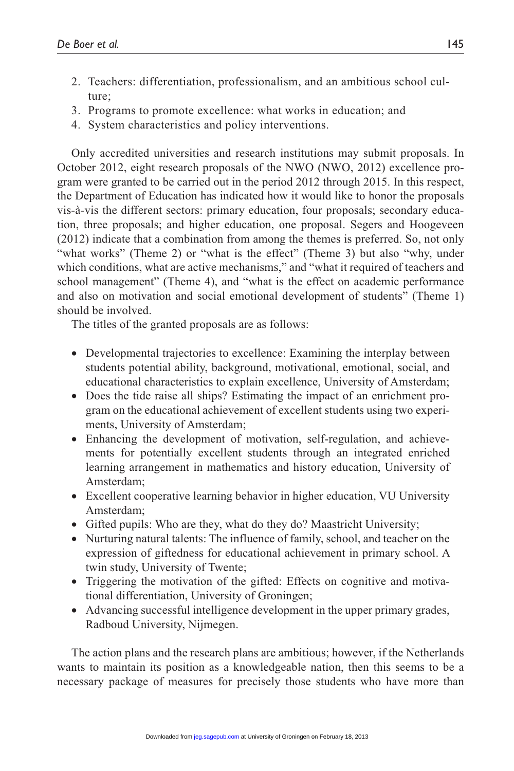2. Teachers: differentiation, professionalism, and an ambitious school culture;
3. Programs to promote excellence: what works in education; and
4. System characteristics and policy interventions.

Only accredited universities and research institutions may submit proposals. In October 2012, eight research proposals of the NWO (NWO, 2012) excellence program were granted to be carried out in the period 2012 through 2015. In this respect, the Department of Education has indicated how it would like to honor the proposals vis-à-vis the different sectors: primary education, four proposals; secondary education, three proposals; and higher education, one proposal. Segers and Hoogeveen (2012) indicate that a combination from among the themes is preferred. So, not only "what works" (Theme 2) or "what is the effect" (Theme 3) but also "why, under which conditions, what are active mechanisms," and "what it required of teachers and school management" (Theme 4), and "what is the effect on academic performance and also on motivation and social emotional development of students" (Theme 1) should be involved.

The titles of the granted proposals are as follows:

- Developmental trajectories to excellence: Examining the interplay between students potential ability, background, motivational, emotional, social, and educational characteristics to explain excellence, University of Amsterdam;
- Does the tide raise all ships? Estimating the impact of an enrichment program on the educational achievement of excellent students using two experiments, University of Amsterdam;
- Enhancing the development of motivation, self-regulation, and achievements for potentially excellent students through an integrated enriched learning arrangement in mathematics and history education, University of Amsterdam;
- Excellent cooperative learning behavior in higher education, VU University Amsterdam;
- Gifted pupils: Who are they, what do they do? Maastricht University;
- Nurturing natural talents: The influence of family, school, and teacher on the expression of giftedness for educational achievement in primary school. A twin study, University of Twente;
- Triggering the motivation of the gifted: Effects on cognitive and motivational differentiation, University of Groningen;
- Advancing successful intelligence development in the upper primary grades, Radboud University, Nijmegen.

The action plans and the research plans are ambitious; however, if the Netherlands wants to maintain its position as a knowledgeable nation, then this seems to be a necessary package of measures for precisely those students who have more than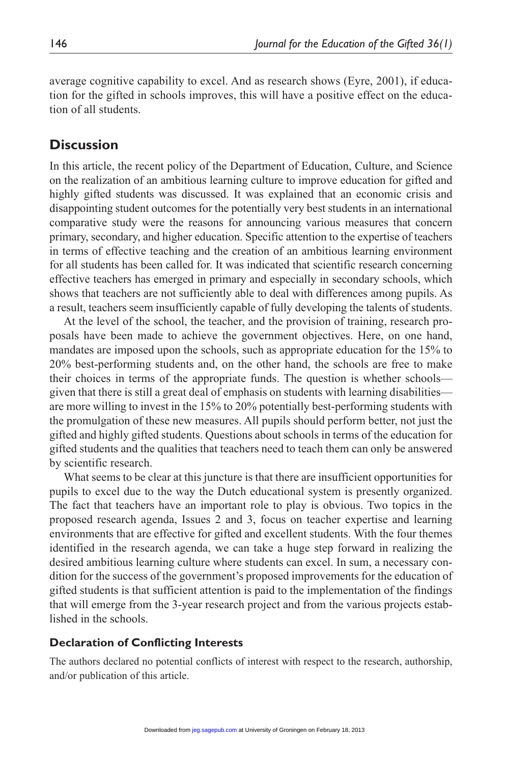average cognitive capability to excel. And as research shows (Eyre, 2001), if education for the gifted in schools improves, this will have a positive effect on the education of all students.

## Discussion

In this article, the recent policy of the Department of Education, Culture, and Science on the realization of an ambitious learning culture to improve education for gifted and highly gifted students was discussed. It was explained that an economic crisis and disappointing student outcomes for the potentially very best students in an international comparative study were the reasons for announcing various measures that concern primary, secondary, and higher education. Specific attention to the expertise of teachers in terms of effective teaching and the creation of an ambitious learning environment for all students has been called for. It was indicated that scientific research concerning effective teachers has emerged in primary and especially in secondary schools, which shows that teachers are not sufficiently able to deal with differences among pupils. As a result, teachers seem insufficiently capable of fully developing the talents of students.

At the level of the school, the teacher, and the provision of training, research proposals have been made to achieve the government objectives. Here, on one hand, mandates are imposed upon the schools, such as appropriate education for the 15% to 20% best-performing students and, on the other hand, the schools are free to make their choices in terms of the appropriate funds. The question is whether schools—given that there is still a great deal of emphasis on students with learning disabilities—are more willing to invest in the 15% to 20% potentially best-performing students with the promulgation of these new measures. All pupils should perform better, not just the gifted and highly gifted students. Questions about schools in terms of the education for gifted students and the qualities that teachers need to teach them can only be answered by scientific research.

What seems to be clear at this juncture is that there are insufficient opportunities for pupils to excel due to the way the Dutch educational system is presently organized. The fact that teachers have an important role to play is obvious. Two topics in the proposed research agenda, Issues 2 and 3, focus on teacher expertise and learning environments that are effective for gifted and excellent students. With the four themes identified in the research agenda, we can take a huge step forward in realizing the desired ambitious learning culture where students can excel. In sum, a necessary condition for the success of the government's proposed improvements for the education of gifted students is that sufficient attention is paid to the implementation of the findings that will emerge from the 3-year research project and from the various projects established in the schools.

### Declaration of Conflicting Interests

The authors declared no potential conflicts of interest with respect to the research, authorship, and/or publication of this article.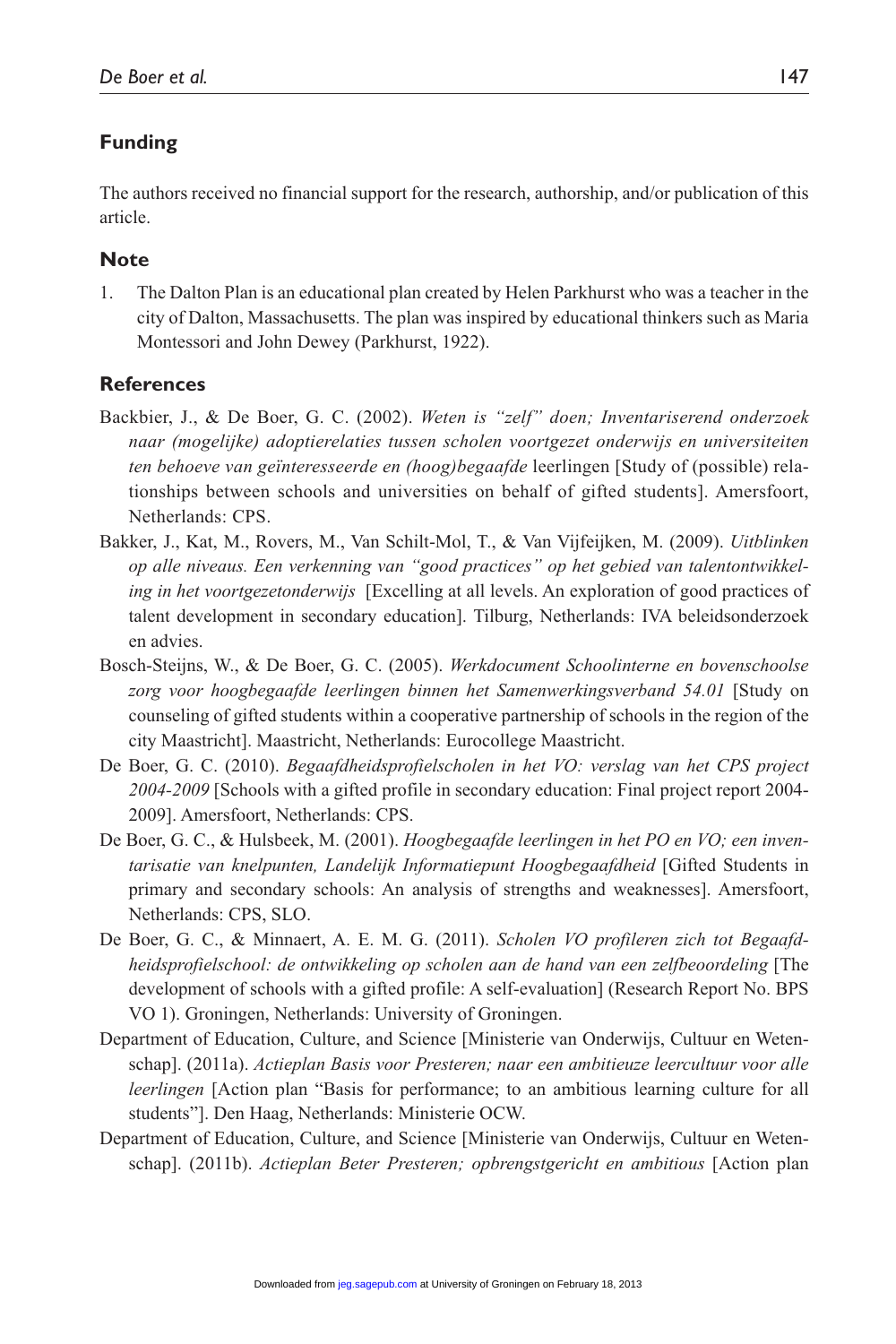## Funding

The authors received no financial support for the research, authorship, and/or publication of this article.

## Note

1. The Dalton Plan is an educational plan created by Helen Parkhurst who was a teacher in the city of Dalton, Massachusetts. The plan was inspired by educational thinkers such as Maria Montessori and John Dewey (Parkhurst, 1922).

## References

Backbier, J., & De Boer, G. C. (2002). *Weten is "zelf" doen; Inventariserend onderzoek naar (mogelijke) adoptierelaties tussen scholen voortgezet onderwijs en universiteiten ten behoeve van geïnteresseerde en (hoog)begaafde* leerlingen [Study of (possible) relationships between schools and universities on behalf of gifted students]. Amersfoort, Netherlands: CPS.

Bakker, J., Kat, M., Rovers, M., Van Schilt-Mol, T., & Van Vijfeijken, M. (2009). *Uitblinken op alle niveaus. Een verkenning van "good practices" op het gebied van talentontwikkeling in het voortgezetonderwijs* [Excelling at all levels. An exploration of good practices of talent development in secondary education]. Tilburg, Netherlands: IVA beleidsonderzoek en advies.

Bosch-Steijns, W., & De Boer, G. C. (2005). *Werkdocument Schoolinterne en bovenschoolse zorg voor hoogbegaafde leerlingen binnen het Samenwerkingsverband 54.01* [Study on counseling of gifted students within a cooperative partnership of schools in the region of the city Maastricht]. Maastricht, Netherlands: Eurocollege Maastricht.

De Boer, G. C. (2010). *Begaafdheidsprofielscholen in het VO: verslag van het CPS project 2004-2009* [Schools with a gifted profile in secondary education: Final project report 2004-2009]. Amersfoort, Netherlands: CPS.

De Boer, G. C., & Hulsbeek, M. (2001). *Hoogbegaafde leerlingen in het PO en VO; een inventarisatie van knelpunten, Landelijk Informatiepunt Hoogbegaafdheid* [Gifted Students in primary and secondary schools: An analysis of strengths and weaknesses]. Amersfoort, Netherlands: CPS, SLO.

De Boer, G. C., & Minnaert, A. E. M. G. (2011). *Scholen VO profileren zich tot Begaafdheidsprofielschool: de ontwikkeling op scholen aan de hand van een zelfbeoordeling* [The development of schools with a gifted profile: A self-evaluation] (Research Report No. BPS VO 1). Groningen, Netherlands: University of Groningen.

Department of Education, Culture, and Science [Ministerie van Onderwijs, Cultuur en Wetenschap]. (2011a). *Actieplan Basis voor Presteren; naar een ambitieuze leercultuur voor alle leerlingen* [Action plan "Basis for performance; to an ambitious learning culture for all students"]. Den Haag, Netherlands: Ministerie OCW.

Department of Education, Culture, and Science [Ministerie van Onderwijs, Cultuur en Wetenschap]. (2011b). *Actieplan Beter Presteren; opbrengstgericht en ambitious* [Action plan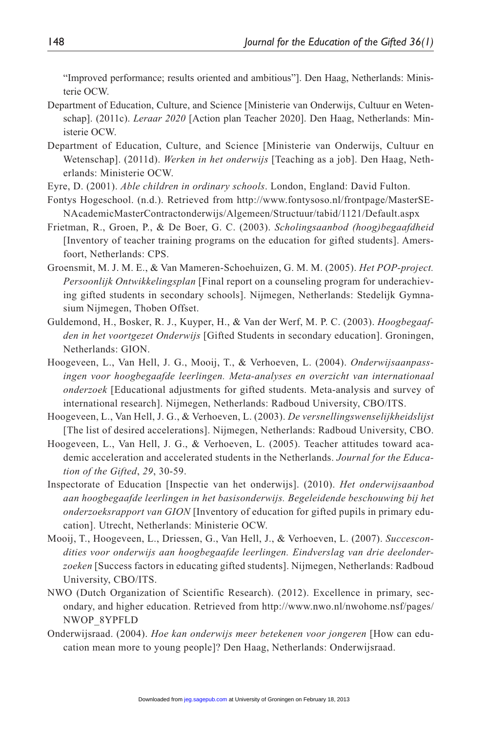“Improved performance; results oriented and ambitious”]. Den Haag, Netherlands: Ministerie OCW.

Department of Education, Culture, and Science [Ministerie van Onderwijs, Cultuur en Wetenschap]. (2011c). *Leraar 2020* [Action plan Teacher 2020]. Den Haag, Netherlands: Ministerie OCW.

Department of Education, Culture, and Science [Ministerie van Onderwijs, Cultuur en Wetenschap]. (2011d). *Werken in het onderwijs* [Teaching as a job]. Den Haag, Netherlands: Ministerie OCW.

Eyre, D. (2001). *Able children in ordinary schools*. London, England: David Fulton.

Fontys Hogeschool. (n.d.). Retrieved from http://www.fontysoso.nl/frontpage/MasterSENAcademicMasterContractonderwijs/Algemeen/Structuur/tabid/1121/Default.aspx

Frietman, R., Groen, P., & De Boer, G. C. (2003). *Scholingsaanbod (hoog)begaafdheid* [Inventory of teacher training programs on the education for gifted students]. Amersfoort, Netherlands: CPS.

Groensmit, M. J. M. E., & Van Mameren-Schoehuizen, G. M. M. (2005). *Het POP-project. Persoonlijk Ontwikkelingsplan* [Final report on a counseling program for underachieving gifted students in secondary schools]. Nijmegen, Netherlands: Stedelijk Gymnasium Nijmegen, Thoben Offset.

Guldemond, H., Bosker, R. J., Kuyper, H., & Van der Werf, M. P. C. (2003). *Hoogbegaafden in het voortgezet Onderwijs* [Gifted Students in secondary education]. Groningen, Netherlands: GION.

Hoogeveen, L., Van Hell, J. G., Mooij, T., & Verhoeven, L. (2004). *Onderwijsaanpassingen voor hoogbegaafde leerlingen. Meta-analyses en overzicht van internationaal onderzoek* [Educational adjustments for gifted students. Meta-analysis and survey of international research]. Nijmegen, Netherlands: Radboud University, CBO/ITS.

Hoogeveen, L., Van Hell, J. G., & Verhoeven, L. (2003). *De versnellingswenselijkheidslijst* [The list of desired accelerations]. Nijmegen, Netherlands: Radboud University, CBO.

Hoogeveen, L., Van Hell, J. G., & Verhoeven, L. (2005). Teacher attitudes toward academic acceleration and accelerated students in the Netherlands. *Journal for the Education of the Gifted*, *29*, 30-59.

Inspectorate of Education [Inspectie van het onderwijs]. (2010). *Het onderwijsaanbod aan hoogbegaafde leerlingen in het basisonderwijs. Begeleidende beschouwing bij het onderzoeksrapport van GION* [Inventory of education for gifted pupils in primary education]. Utrecht, Netherlands: Ministerie OCW.

Mooij, T., Hoogeveen, L., Driessen, G., Van Hell, J., & Verhoeven, L. (2007). *Succescondities voor onderwijs aan hoogbegaafde leerlingen. Eindverslag van drie deelonderzoeken* [Success factors in educating gifted students]. Nijmegen, Netherlands: Radboud University, CBO/ITS.

NWO (Dutch Organization of Scientific Research). (2012). Excellence in primary, secondary, and higher education. Retrieved from http://www.nwo.nl/nwohome.nsf/pages/NWOP_8YPFLD

Onderwijsraad. (2004). *Hoe kan onderwijs meer betekenen voor jongeren* [How can education mean more to young people]? Den Haag, Netherlands: Onderwijsraad.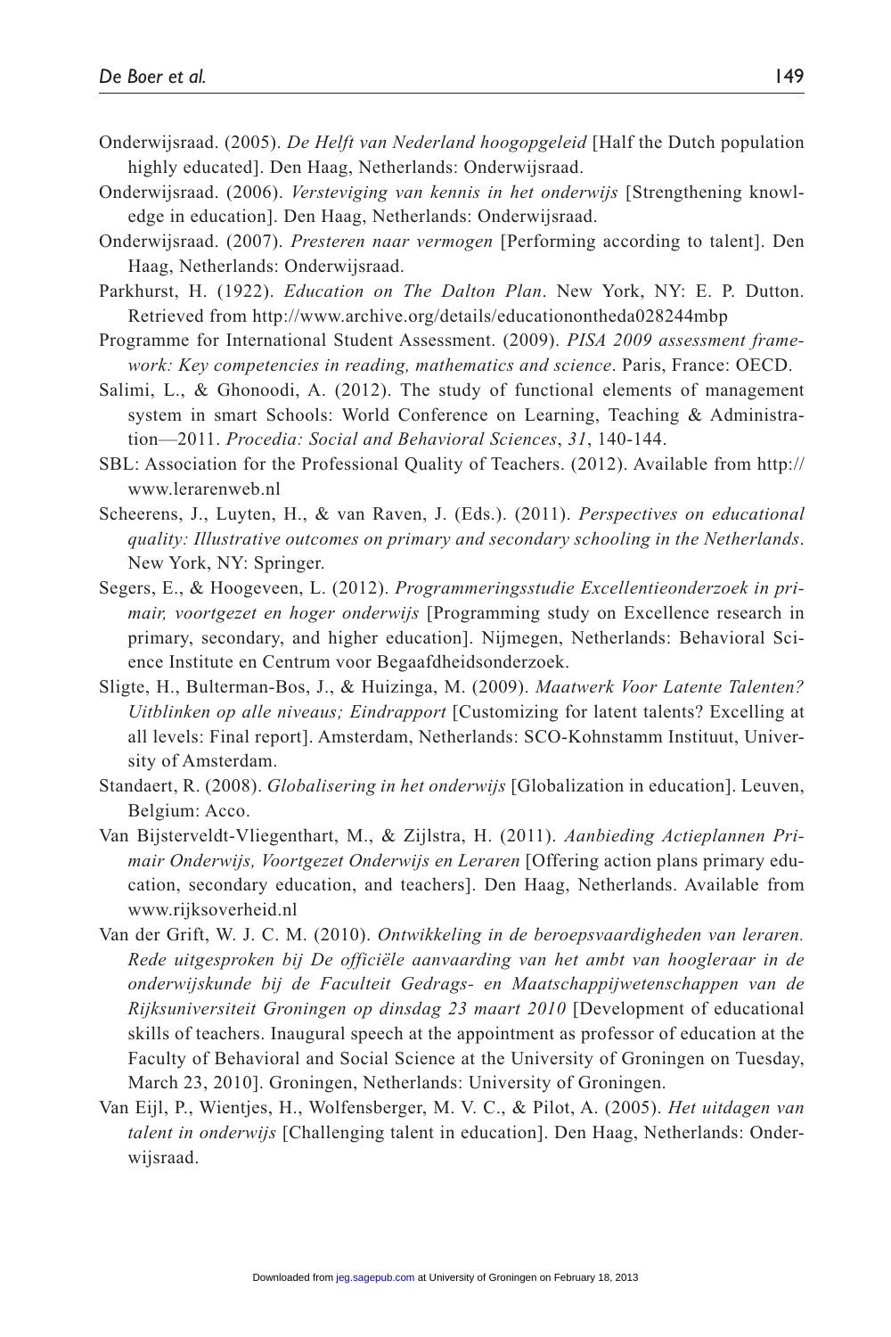Onderwijsraad. (2005). *De Helft van Nederland hoogopgeleid* [Half the Dutch population highly educated]. Den Haag, Netherlands: Onderwijsraad.

Onderwijsraad. (2006). *Versteviging van kennis in het onderwijs* [Strengthening knowledge in education]. Den Haag, Netherlands: Onderwijsraad.

Onderwijsraad. (2007). *Presteren naar vermogen* [Performing according to talent]. Den Haag, Netherlands: Onderwijsraad.

Parkhurst, H. (1922). *Education on The Dalton Plan*. New York, NY: E. P. Dutton. Retrieved from http://www.archive.org/details/educationontheda028244mbp

Programme for International Student Assessment. (2009). *PISA 2009 assessment framework: Key competencies in reading, mathematics and science*. Paris, France: OECD.

Salimi, L., & Ghonoodi, A. (2012). The study of functional elements of management system in smart Schools: World Conference on Learning, Teaching & Administration—2011. *Procedia: Social and Behavioral Sciences*, *31*, 140-144.

SBL: Association for the Professional Quality of Teachers. (2012). Available from http://www.lerarenweb.nl

Scheerens, J., Luyten, H., & van Raven, J. (Eds.). (2011). *Perspectives on educational quality: Illustrative outcomes on primary and secondary schooling in the Netherlands*. New York, NY: Springer.

Segers, E., & Hoogeveen, L. (2012). *Programmeringsstudie Excellentieonderzoek in primair, voortgezet en hoger onderwijs* [Programming study on Excellence research in primary, secondary, and higher education]. Nijmegen, Netherlands: Behavioral Science Institute en Centrum voor Begaafdheidsonderzoek.

Sligte, H., Bulterman-Bos, J., & Huizinga, M. (2009). *Maatwerk Voor Latente Talenten? Uitblinken op alle niveaus; Eindrapport* [Customizing for latent talents? Excelling at all levels: Final report]. Amsterdam, Netherlands: SCO-Kohnstamm Instituut, University of Amsterdam.

Standaert, R. (2008). *Globalisering in het onderwijs* [Globalization in education]. Leuven, Belgium: Acco.

Van Bijsterveldt-Vliegenthart, M., & Zijlstra, H. (2011). *Aanbieding Actieplannen Primair Onderwijs, Voortgezet Onderwijs en Leraren* [Offering action plans primary education, secondary education, and teachers]. Den Haag, Netherlands. Available from www.rijksoverheid.nl

Van der Grift, W. J. C. M. (2010). *Ontwikkeling in de beroepsvaardigheden van leraren. Rede uitgesproken bij De officiële aanvaarding van het ambt van hoogleraar in de onderwijskunde bij de Faculteit Gedrags- en Maatschappijwetenschappen van de Rijksuniversiteit Groningen op dinsdag 23 maart 2010* [Development of educational skills of teachers. Inaugural speech at the appointment as professor of education at the Faculty of Behavioral and Social Science at the University of Groningen on Tuesday, March 23, 2010]. Groningen, Netherlands: University of Groningen.

Van Eijl, P., Wientjes, H., Wolfensberger, M. V. C., & Pilot, A. (2005). *Het uitdagen van talent in onderwijs* [Challenging talent in education]. Den Haag, Netherlands: Onderwijsraad.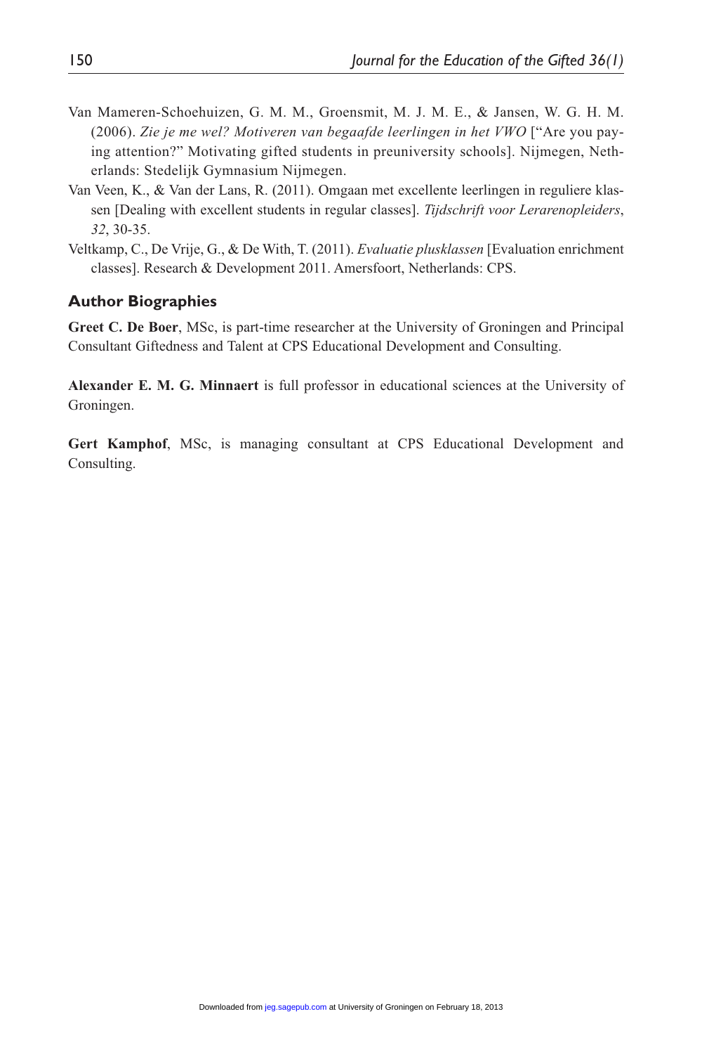Van Mameren-Schoehuizen, G. M. M., Groensmit, M. J. M. E., & Jansen, W. G. H. M. (2006). *Zie je me wel? Motiveren van begaafde leerlingen in het VWO* ["Are you paying attention?" Motivating gifted students in preuniversity schools]. Nijmegen, Netherlands: Stedelijk Gymnasium Nijmegen.

Van Veen, K., & Van der Lans, R. (2011). Omgaan met excellente leerlingen in reguliere klassen [Dealing with excellent students in regular classes]. *Tijdschrift voor Lerarenopleiders*, *32*, 30-35.

Veltkamp, C., De Vrije, G., & De With, T. (2011). *Evaluatie plusklassen* [Evaluation enrichment classes]. Research & Development 2011. Amersfoort, Netherlands: CPS.

## Author Biographies

**Greet C. De Boer**, MSc, is part-time researcher at the University of Groningen and Principal Consultant Giftedness and Talent at CPS Educational Development and Consulting.

**Alexander E. M. G. Minnaert** is full professor in educational sciences at the University of Groningen.

**Gert Kamphof**, MSc, is managing consultant at CPS Educational Development and Consulting.